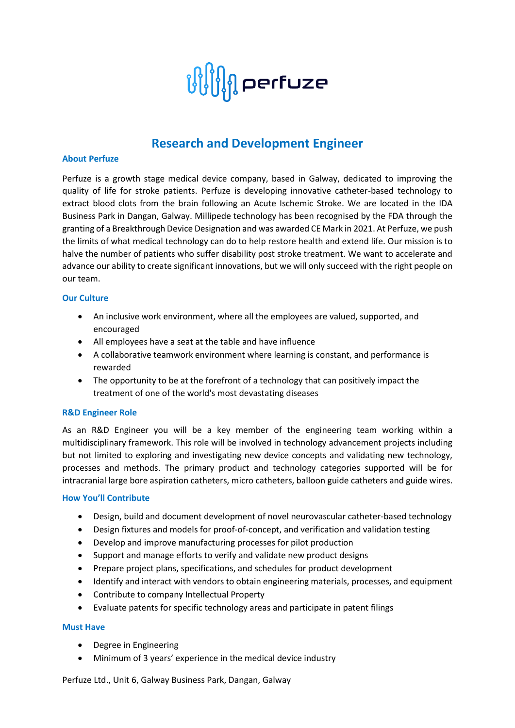perfuze

# Research and Development Engineer

## About Perfuze

Perfuze is a growth stage medical device company, based in Galway, dedicated to improving the quality of life for stroke patients. Perfuze is developing innovative catheter-based technology to extract blood clots from the brain following an Acute Ischemic Stroke. We are located in the IDA Business Park in Dangan, Galway. Millipede technology has been recognised by the FDA through the granting of a Breakthrough Device Designation and was awarded CE Mark in 2021. At Perfuze, we push the limits of what medical technology can do to help restore health and extend life. Our mission is to halve the number of patients who suffer disability post stroke treatment. We want to accelerate and advance our ability to create significant innovations, but we will only succeed with the right people on our team.

## Our Culture

- An inclusive work environment, where all the employees are valued, supported, and encouraged
- All employees have a seat at the table and have influence
- A collaborative teamwork environment where learning is constant, and performance is rewarded
- The opportunity to be at the forefront of a technology that can positively impact the treatment of one of the world's most devastating diseases

## R&D Engineer Role

As an R&D Engineer you will be a key member of the engineering team working within a multidisciplinary framework. This role will be involved in technology advancement projects including but not limited to exploring and investigating new device concepts and validating new technology, processes and methods. The primary product and technology categories supported will be for intracranial large bore aspiration catheters, micro catheters, balloon guide catheters and guide wires.

## How You'll Contribute

- Design, build and document development of novel neurovascular catheter-based technology
- Design fixtures and models for proof-of-concept, and verification and validation testing
- Develop and improve manufacturing processes for pilot production
- Support and manage efforts to verify and validate new product designs
- Prepare project plans, specifications, and schedules for product development
- Identify and interact with vendors to obtain engineering materials, processes, and equipment
- Contribute to company Intellectual Property
- Evaluate patents for specific technology areas and participate in patent filings

## Must Have

- Degree in Engineering
- Minimum of 3 years' experience in the medical device industry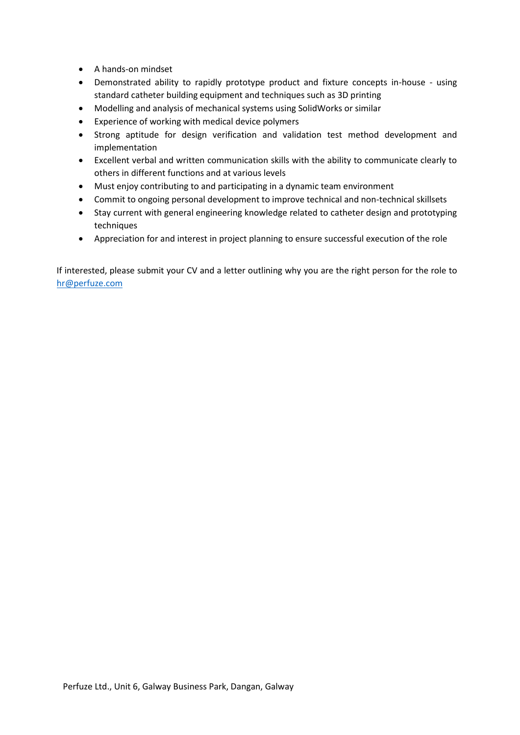- A hands-on mindset
- Demonstrated ability to rapidly prototype product and fixture concepts in-house - using standard catheter building equipment and techniques such as 3D printing
- Modelling and analysis of mechanical systems using SolidWorks or similar
- Experience of working with medical device polymers
- Strong aptitude for design verification and validation test method development and implementation
- Excellent verbal and written communication skills with the ability to communicate clearly to others in different functions and at various levels
- Must enjoy contributing to and participating in a dynamic team environment
- Commit to ongoing personal development to improve technical and non-technical skillsets
- Stay current with general engineering knowledge related to catheter design and prototyping techniques
- Appreciation for and interest in project planning to ensure successful execution of the role

If interested, please submit your CV and a letter outlining why you are the right person for the role to hr@perfuze.com

Perfuze Ltd., Unit 6, Galway Business Park, Dangan, Galway